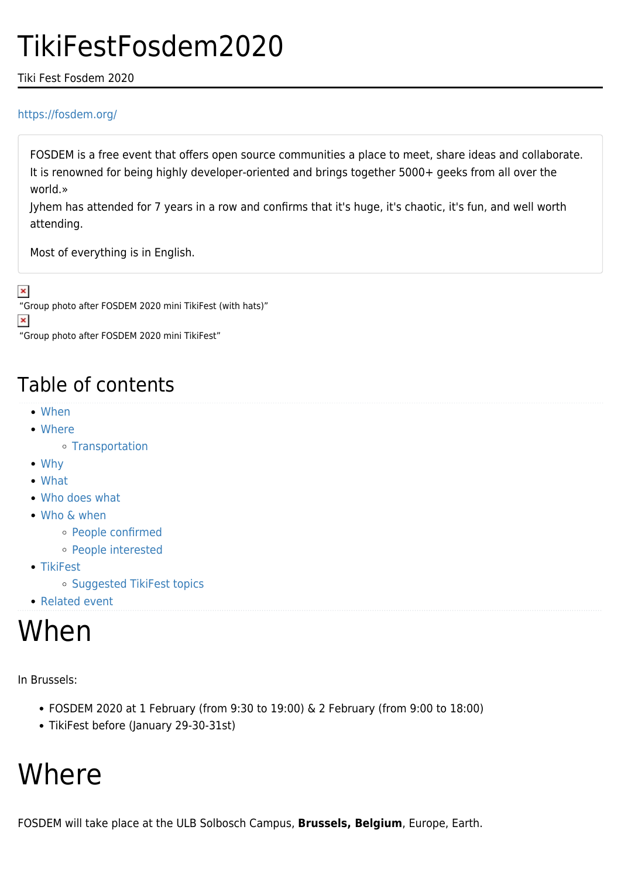# TikiFestFosdem2020

Tiki Fest Fosdem 2020

https://fosdem.org/

> FOSDEM is a free event that offers open source communities a place to meet, share ideas and collaborate. It is renowned for being highly developer-oriented and brings together 5000+ geeks from all over the world.»
> Jyhem has attended for 7 years in a row and confirms that it's huge, it's chaotic, it's fun, and well worth attending.
>
> Most of everything is in English.

"Group photo after FOSDEM 2020 mini TikiFest (with hats)"

"Group photo after FOSDEM 2020 mini TikiFest"

## Table of contents

- When
- Where
  - Transportation
- Why
- What
- Who does what
- Who & when
  - People confirmed
  - People interested
- TikiFest
  - Suggested TikiFest topics
- Related event

# When

In Brussels:

- FOSDEM 2020 at 1 February (from 9:30 to 19:00) & 2 February (from 9:00 to 18:00)
- TikiFest before (January 29-30-31st)

# Where

FOSDEM will take place at the ULB Solbosch Campus, **Brussels, Belgium**, Europe, Earth.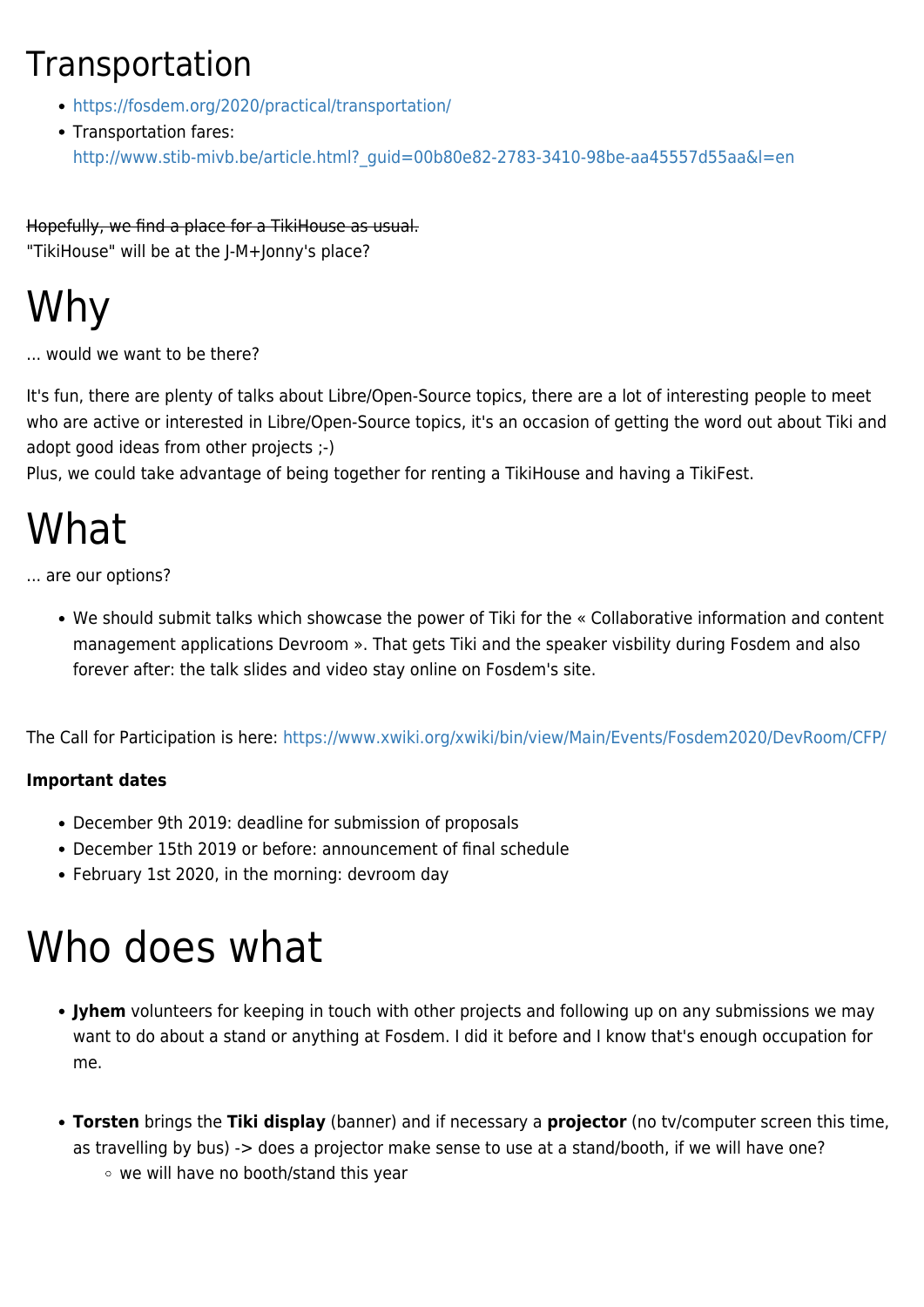# Transportation

- https://fosdem.org/2020/practical/transportation/
- Transportation fares: http://www.stib-mivb.be/article.html?_guid=00b80e82-2783-3410-98be-aa45557d55aa&l=en

~~Hopefully, we find a place for a TikiHouse as usual.~~
"TikiHouse" will be at the J-M+Jonny's place?

# Why

... would we want to be there?

It's fun, there are plenty of talks about Libre/Open-Source topics, there are a lot of interesting people to meet who are active or interested in Libre/Open-Source topics, it's an occasion of getting the word out about Tiki and adopt good ideas from other projects ;-)
Plus, we could take advantage of being together for renting a TikiHouse and having a TikiFest.

# What

... are our options?

- We should submit talks which showcase the power of Tiki for the « Collaborative information and content management applications Devroom ». That gets Tiki and the speaker visbility during Fosdem and also forever after: the talk slides and video stay online on Fosdem's site.

The Call for Participation is here: https://www.xwiki.org/xwiki/bin/view/Main/Events/Fosdem2020/DevRoom/CFP/

**Important dates**

- December 9th 2019: deadline for submission of proposals
- December 15th 2019 or before: announcement of final schedule
- February 1st 2020, in the morning: devroom day

# Who does what

- **Jyhem** volunteers for keeping in touch with other projects and following up on any submissions we may want to do about a stand or anything at Fosdem. I did it before and I know that's enough occupation for me.

- **Torsten** brings the **Tiki display** (banner) and if necessary a **projector** (no tv/computer screen this time, as travelling by bus) -> does a projector make sense to use at a stand/booth, if we will have one?
  - we will have no booth/stand this year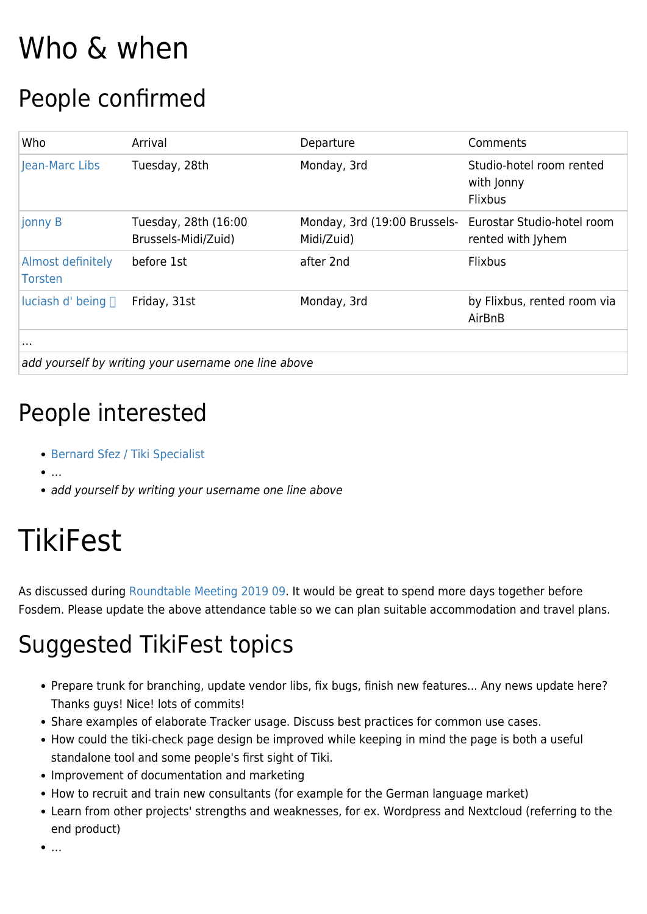# Who & when

## People confirmed

| Who | Arrival | Departure | Comments |
|---|---|---|---|
| Jean-Marc Libs | Tuesday, 28th | Monday, 3rd | Studio-hotel room rented with Jonny Flixbus |
| jonny B | Tuesday, 28th (16:00 Brussels-Midi/Zuid) | Monday, 3rd (19:00 Brussels-Midi/Zuid) | Eurostar Studio-hotel room rented with Jyhem |
| Almost definitely Torsten | before 1st | after 2nd | Flixbus |
| luciash d' being 🛈 | Friday, 31st | Monday, 3rd | by Flixbus, rented room via AirBnB |
| ... | | | |
| *add yourself by writing your username one line above* | | | |

## People interested

- Bernard Sfez / Tiki Specialist
- ...
- *add yourself by writing your username one line above*

# TikiFest

As discussed during Roundtable Meeting 2019 09. It would be great to spend more days together before Fosdem. Please update the above attendance table so we can plan suitable accommodation and travel plans.

## Suggested TikiFest topics

- Prepare trunk for branching, update vendor libs, fix bugs, finish new features... Any news update here? Thanks guys! Nice! lots of commits!
- Share examples of elaborate Tracker usage. Discuss best practices for common use cases.
- How could the tiki-check page design be improved while keeping in mind the page is both a useful standalone tool and some people's first sight of Tiki.
- Improvement of documentation and marketing
- How to recruit and train new consultants (for example for the German language market)
- Learn from other projects' strengths and weaknesses, for ex. Wordpress and Nextcloud (referring to the end product)
- ...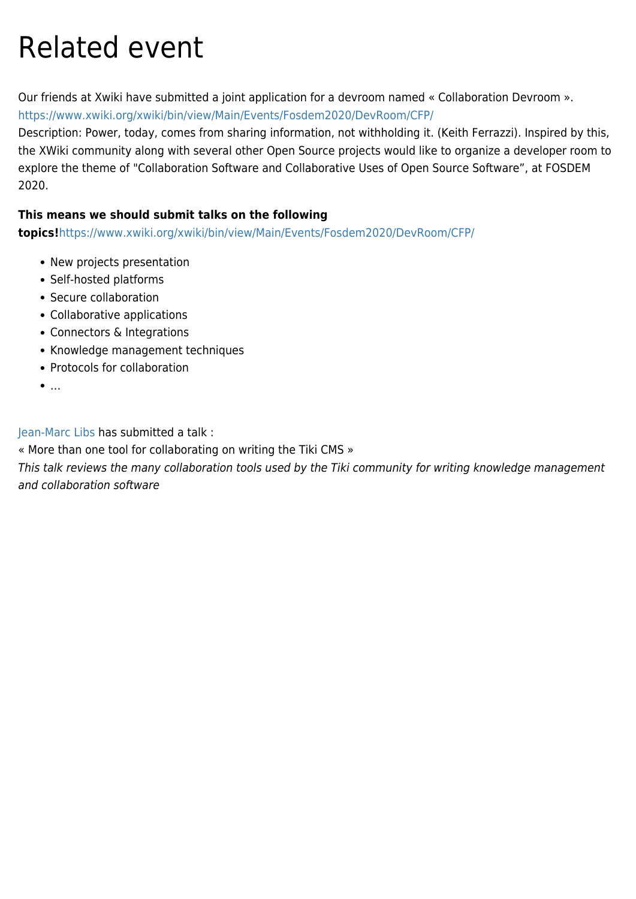# Related event

Our friends at Xwiki have submitted a joint application for a devroom named « Collaboration Devroom ».
https://www.xwiki.org/xwiki/bin/view/Main/Events/Fosdem2020/DevRoom/CFP/
Description: Power, today, comes from sharing information, not withholding it. (Keith Ferrazzi). Inspired by this, the XWiki community along with several other Open Source projects would like to organize a developer room to explore the theme of "Collaboration Software and Collaborative Uses of Open Source Software", at FOSDEM 2020.

**This means we should submit talks on the following topics!**https://www.xwiki.org/xwiki/bin/view/Main/Events/Fosdem2020/DevRoom/CFP/

- New projects presentation
- Self-hosted platforms
- Secure collaboration
- Collaborative applications
- Connectors & Integrations
- Knowledge management techniques
- Protocols for collaboration
- ...

Jean-Marc Libs has submitted a talk :
« More than one tool for collaborating on writing the Tiki CMS »
*This talk reviews the many collaboration tools used by the Tiki community for writing knowledge management and collaboration software*